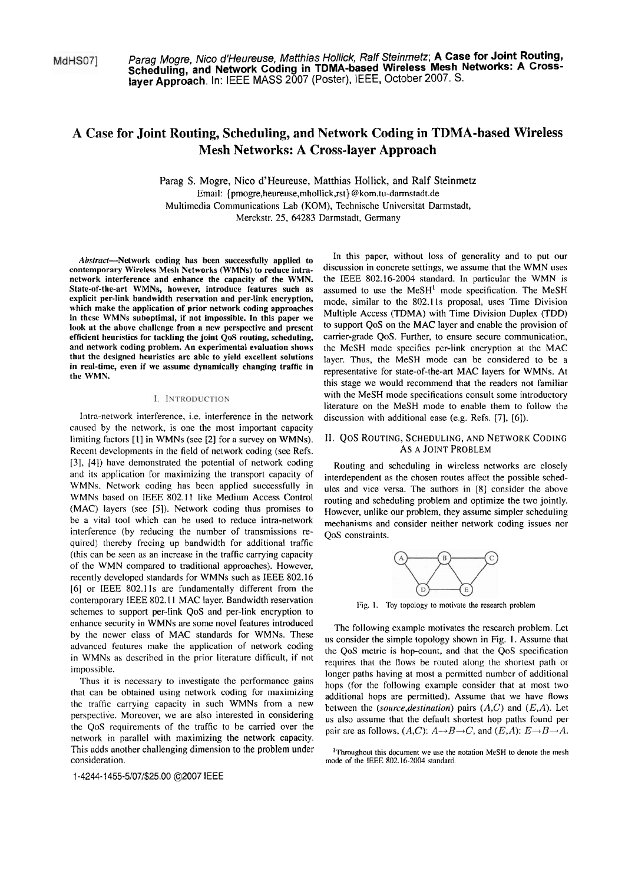MdHS07] Parag Mogre, Nico d'Heureuse, Matthias Hollick, Ralf Steinmetz; **A Case for Joint Routing, Scheduling, and Network Coding in TDMA-based Wireless Mesh Networks: A Cross-layer Approach**. In: IEEE MASS 2007 (Poster), IEEE, October 2007. S.

# A Case for Joint Routing, Scheduling, and Network Coding in TDMA-based Wireless Mesh Networks: A Cross-layer Approach

Parag S. Mogre, Nico d'Heureuse, Matthias Hollick, and Ralf Steinmetz
Email: {pmogre,heureuse,mhollick,rst}@kom.tu-darmstadt.de
Multimedia Communications Lab (KOM), Technische Universität Darmstadt,
Merckstr. 25, 64283 Darmstadt, Germany

***Abstract*—Network coding has been successfully applied to contemporary Wireless Mesh Networks (WMNs) to reduce intra-network interference and enhance the capacity of the WMN. State-of-the-art WMNs, however, introduce features such as explicit per-link bandwidth reservation and per-link encryption, which make the application of prior network coding approaches in these WMNs suboptimal, if not impossible. In this paper we look at the above challenge from a new perspective and present efficient heuristics for tackling the joint QoS routing, scheduling, and network coding problem. An experimental evaluation shows that the designed heuristics are able to yield excellent solutions in real-time, even if we assume dynamically changing traffic in the WMN.**

## I. Introduction

Intra-network interference, i.e. interference in the network caused by the network, is one the most important capacity limiting factors [1] in WMNs (see [2] for a survey on WMNs). Recent developments in the field of network coding (see Refs. [3], [4]) have demonstrated the potential of network coding and its application for maximizing the transport capacity of WMNs. Network coding has been applied successfully in WMNs based on IEEE 802.11 like Medium Access Control (MAC) layers (see [5]). Network coding thus promises to be a vital tool which can be used to reduce intra-network interference (by reducing the number of transmissions required) thereby freeing up bandwidth for additional traffic (this can be seen as an increase in the traffic carrying capacity of the WMN compared to traditional approaches). However, recently developed standards for WMNs such as IEEE 802.16 [6] or IEEE 802.11s are fundamentally different from the contemporary IEEE 802.11 MAC layer. Bandwidth reservation schemes to support per-link QoS and per-link encryption to enhance security in WMNs are some novel features introduced by the newer class of MAC standards for WMNs. These advanced features make the application of network coding in WMNs as described in the prior literature difficult, if not impossible.

Thus it is necessary to investigate the performance gains that can be obtained using network coding for maximizing the traffic carrying capacity in such WMNs from a new perspective. Moreover, we are also interested in considering the QoS requirements of the traffic to be carried over the network in parallel with maximizing the network capacity. This adds another challenging dimension to the problem under consideration.

In this paper, without loss of generality and to put our discussion in concrete settings, we assume that the WMN uses the IEEE 802.16-2004 standard. In particular the WMN is assumed to use the MeSH[1] mode specification. The MeSH mode, similar to the 802.11s proposal, uses Time Division Multiple Access (TDMA) with Time Division Duplex (TDD) to support QoS on the MAC layer and enable the provision of carrier-grade QoS. Further, to ensure secure communication, the MeSH mode specifies per-link encryption at the MAC layer. Thus, the MeSH mode can be considered to be a representative for state-of-the-art MAC layers for WMNs. At this stage we would recommend that the readers not familiar with the MeSH mode specifications consult some introductory literature on the MeSH mode to enable them to follow the discussion with additional ease (e.g. Refs. [7], [6]).

## II. QoS Routing, Scheduling, and Network Coding as a Joint Problem

Routing and scheduling in wireless networks are closely interdependent as the chosen routes affect the possible schedules and vice versa. The authors in [8] consider the above routing and scheduling problem and optimize the two jointly. However, unlike our problem, they assume simpler scheduling mechanisms and consider neither network coding issues nor QoS constraints.

Fig. 1. Toy topology to motivate the research problem

The following example motivates the research problem. Let us consider the simple topology shown in Fig. 1. Assume that the QoS metric is hop-count, and that the QoS specification requires that the flows be routed along the shortest path or longer paths having at most a permitted number of additional hops (for the following example consider that at most two additional hops are permitted). Assume that we have flows between the (*source*,*destination*) pairs $(A,C)$ and $(E,A)$. Let us also assume that the default shortest hop paths found per pair are as follows, $(A,C)$: $A \rightarrow B \rightarrow C$, and $(E,A)$: $E \rightarrow B \rightarrow A$.

[1] Throughout this document we use the notation MeSH to denote the mesh mode of the IEEE 802.16-2004 standard.

1-4244-1455-5/07/$25.00 ©2007 IEEE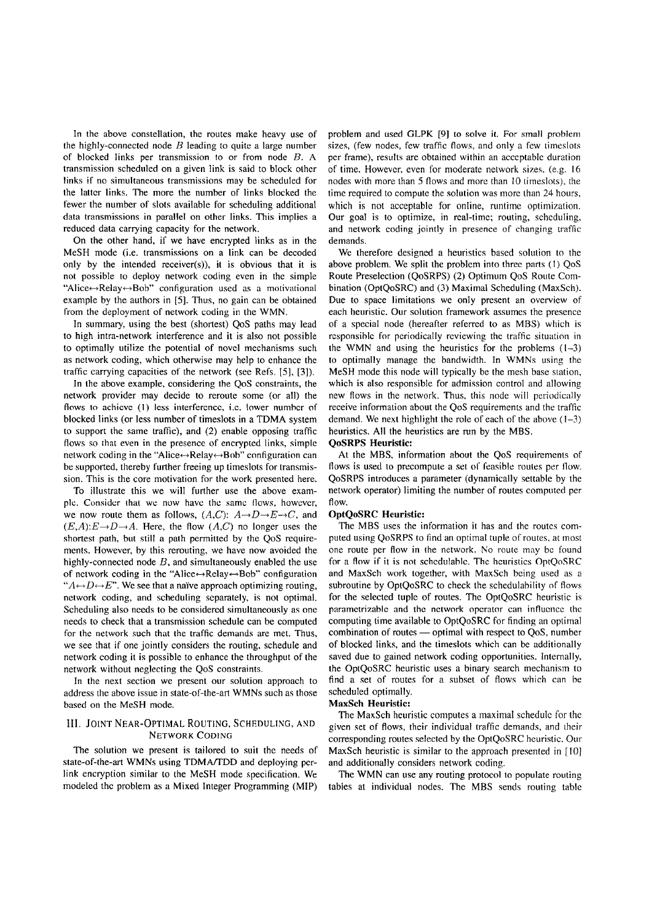In the above constellation, the routes make heavy use of the highly-connected node $B$ leading to quite a large number of blocked links per transmission to or from node $B$. A transmission scheduled on a given link is said to block other links if no simultaneous transmissions may be scheduled for the latter links. The more the number of links blocked the fewer the number of slots available for scheduling additional data transmissions in parallel on other links. This implies a reduced data carrying capacity for the network.

On the other hand, if we have encrypted links as in the MeSH mode (i.e. transmissions on a link can be decoded only by the intended receiver(s)), it is obvious that it is not possible to deploy network coding even in the simple "Alice↔Relay↔Bob" configuration used as a motivational example by the authors in [5]. Thus, no gain can be obtained from the deployment of network coding in the WMN.

In summary, using the best (shortest) QoS paths may lead to high intra-network interference and it is also not possible to optimally utilize the potential of novel mechanisms such as network coding, which otherwise may help to enhance the traffic carrying capacities of the network (see Refs. [5], [3]).

In the above example, considering the QoS constraints, the network provider may decide to reroute some (or all) the flows to achieve (1) less interference, i.e. lower number of blocked links (or less number of timeslots in a TDMA system to support the same traffic), and (2) enable opposing traffic flows so that even in the presence of encrypted links, simple network coding in the "Alice↔Relay↔Bob" configuration can be supported, thereby further freeing up timeslots for transmission. This is the core motivation for the work presented here.

To illustrate this we will further use the above example. Consider that we now have the same flows, however, we now route them as follows, $(A,C)$: $A \rightarrow D \rightarrow E \rightarrow C$, and $(E,A)$:$E \rightarrow D \rightarrow A$. Here, the flow $(A,C)$ no longer uses the shortest path, but still a path permitted by the QoS requirements. However, by this rerouting, we have now avoided the highly-connected node $B$, and simultaneously enabled the use of network coding in the "Alice↔Relay↔Bob" configuration "$A \leftrightarrow D \leftrightarrow E$". We see that a naïve approach optimizing routing, network coding, and scheduling separately, is not optimal. Scheduling also needs to be considered simultaneously as one needs to check that a transmission schedule can be computed for the network such that the traffic demands are met. Thus, we see that if one jointly considers the routing, schedule and network coding it is possible to enhance the throughput of the network without neglecting the QoS constraints.

In the next section we present our solution approach to address the above issue in state-of-the-art WMNs such as those based on the MeSH mode.

## III. Joint Near-Optimal Routing, Scheduling, and Network Coding

The solution we present is tailored to suit the needs of state-of-the-art WMNs using TDMA/TDD and deploying per-link encryption similar to the MeSH mode specification. We modeled the problem as a Mixed Integer Programming (MIP) problem and used GLPK [9] to solve it. For small problem sizes, (few nodes, few traffic flows, and only a few timeslots per frame), results are obtained within an acceptable duration of time. However, even for moderate network sizes, (e.g. 16 nodes with more than 5 flows and more than 10 timeslots), the time required to compute the solution was more than 24 hours, which is not acceptable for online, runtime optimization. Our goal is to optimize, in real-time; routing, scheduling, and network coding jointly in presence of changing traffic demands.

We therefore designed a heuristics based solution to the above problem. We split the problem into three parts (1) QoS Route Preselection (QoSRPS) (2) Optimum QoS Route Combination (OptQoSRC) and (3) Maximal Scheduling (MaxSch). Due to space limitations we only present an overview of each heuristic. Our solution framework assumes the presence of a special node (hereafter referred to as MBS) which is responsible for periodically reviewing the traffic situation in the WMN and using the heuristics for the problems (1–3) to optimally manage the bandwidth. In WMNs using the MeSH mode this node will typically be the mesh base station, which is also responsible for admission control and allowing new flows in the network. Thus, this node will periodically receive information about the QoS requirements and the traffic demand. We next highlight the role of each of the above (1–3) heuristics. All the heuristics are run by the MBS.

**QoSRPS Heuristic:**

At the MBS, information about the QoS requirements of flows is used to precompute a set of feasible routes per flow. QoSRPS introduces a parameter (dynamically settable by the network operator) limiting the number of routes computed per flow.

**OptQoSRC Heuristic:**

The MBS uses the information it has and the routes computed using QoSRPS to find an optimal tuple of routes, at most one route per flow in the network. No route may be found for a flow if it is not schedulable. The heuristics OptQoSRC and MaxSch work together, with MaxSch being used as a subroutine by OptQoSRC to check the schedulability of flows for the selected tuple of routes. The OptQoSRC heuristic is parametrizable and the network operator can influence the computing time available to OptQoSRC for finding an optimal combination of routes — optimal with respect to QoS, number of blocked links, and the timeslots which can be additionally saved due to gained network coding opportunities. Internally, the OptQoSRC heuristic uses a binary search mechanism to find a set of routes for a subset of flows which can be scheduled optimally.

**MaxSch Heuristic:**

The MaxSch heuristic computes a maximal schedule for the given set of flows, their individual traffic demands, and their corresponding routes selected by the OptQoSRC heuristic. Our MaxSch heuristic is similar to the approach presented in [10] and additionally considers network coding.

The WMN can use any routing protocol to populate routing tables at individual nodes. The MBS sends routing table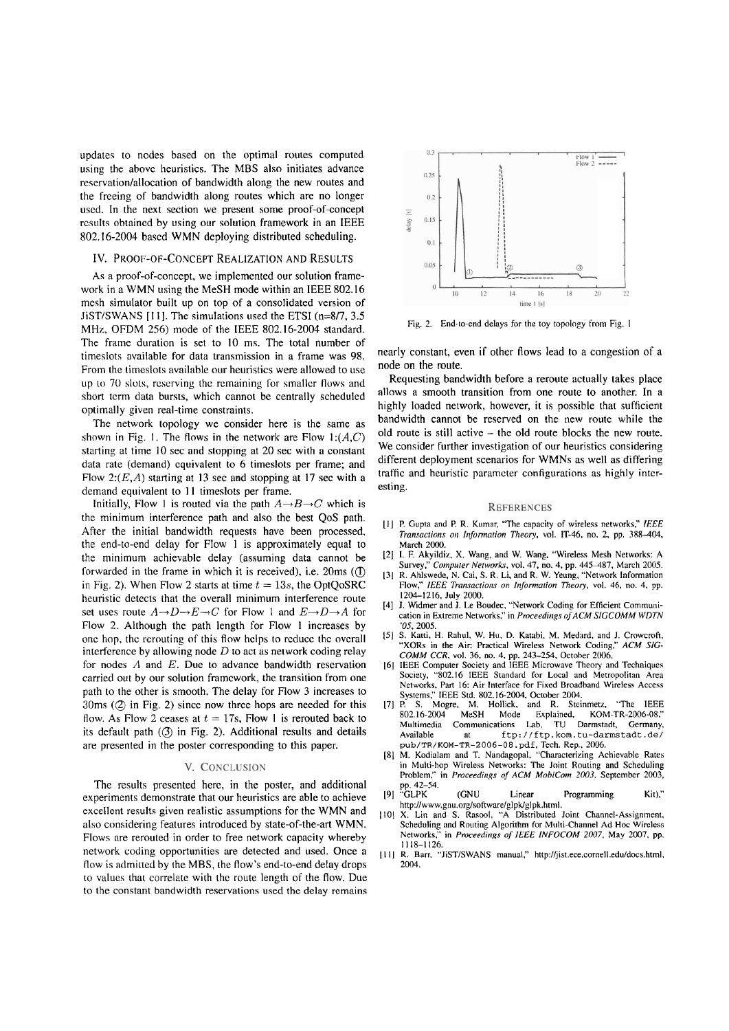updates to nodes based on the optimal routes computed using the above heuristics. The MBS also initiates advance reservation/allocation of bandwidth along the new routes and the freeing of bandwidth along routes which are no longer used. In the next section we present some proof-of-concept results obtained by using our solution framework in an IEEE 802.16-2004 based WMN deploying distributed scheduling.

## IV. Proof-of-Concept Realization and Results

As a proof-of-concept, we implemented our solution framework in a WMN using the MeSH mode within an IEEE 802.16 mesh simulator built up on top of a consolidated version of JiST/SWANS [11]. The simulations used the ETSI (n=8/7, 3.5 MHz, OFDM 256) mode of the IEEE 802.16-2004 standard. The frame duration is set to 10 ms. The total number of timeslots available for data transmission in a frame was 98. From the timeslots available our heuristics were allowed to use up to 70 slots, reserving the remaining for smaller flows and short term data bursts, which cannot be centrally scheduled optimally given real-time constraints.

The network topology we consider here is the same as shown in Fig. 1. The flows in the network are Flow 1:$(A,C)$ starting at time 10 sec and stopping at 20 sec with a constant data rate (demand) equivalent to 6 timeslots per frame; and Flow 2:$(E,A)$ starting at 13 sec and stopping at 17 sec with a demand equivalent to 11 timeslots per frame.

Initially, Flow 1 is routed via the path $A \rightarrow B \rightarrow C$ which is the minimum interference path and also the best QoS path. After the initial bandwidth requests have been processed, the end-to-end delay for Flow 1 is approximately equal to the minimum achievable delay (assuming data cannot be forwarded in the frame in which it is received), i.e. 20ms (① in Fig. 2). When Flow 2 starts at time $t = 13s$, the OptQoSRC heuristic detects that the overall minimum interference route set uses route $A \rightarrow D \rightarrow E \rightarrow C$ for Flow 1 and $E \rightarrow D \rightarrow A$ for Flow 2. Although the path length for Flow 1 increases by one hop, the rerouting of this flow helps to reduce the overall interference by allowing node $D$ to act as network coding relay for nodes $A$ and $E$. Due to advance bandwidth reservation carried out by our solution framework, the transition from one path to the other is smooth. The delay for Flow 3 increases to 30ms (② in Fig. 2) since now three hops are needed for this flow. As Flow 2 ceases at $t = 17s$, Flow 1 is rerouted back to its default path (③ in Fig. 2). Additional results and details are presented in the poster corresponding to this paper.

## V. Conclusion

The results presented here, in the poster, and additional experiments demonstrate that our heuristics are able to achieve excellent results given realistic assumptions for the WMN and also considering features introduced by state-of-the-art WMN. Flows are rerouted in order to free network capacity whereby network coding opportunities are detected and used. Once a flow is admitted by the MBS, the flow's end-to-end delay drops to values that correlate with the route length of the flow. Due to the constant bandwidth reservations used the delay remains nearly constant, even if other flows lead to a congestion of a node on the route.

Requesting bandwidth before a reroute actually takes place allows a smooth transition from one route to another. In a highly loaded network, however, it is possible that sufficient bandwidth cannot be reserved on the new route while the old route is still active – the old route blocks the new route. We consider further investigation of our heuristics considering different deployment scenarios for WMNs as well as differing traffic and heuristic parameter configurations as highly interesting.

Flow 1
Flow 2
delay [s]
0.3
0.25
0.2
0.15
0.1
0.05
0
①
②
③
10 12 14 16 18 20 22
time t [s]

Fig. 2. End-to-end delays for the toy topology from Fig. 1

## References

[1] P. Gupta and P. R. Kumar, "The capacity of wireless networks," *IEEE Transactions on Information Theory*, vol. IT-46, no. 2, pp. 388–404, March 2000.

[2] I. F. Akyildiz, X. Wang, and W. Wang, "Wireless Mesh Networks: A Survey," *Computer Networks*, vol. 47, no. 4, pp. 445–487, March 2005.

[3] R. Ahlswede, N. Cai, S. R. Li, and R. W. Yeung, "Network Information Flow," *IEEE Transactions on Information Theory*, vol. 46, no. 4, pp. 1204–1216, July 2000.

[4] J. Widmer and J. Le Boudec, "Network Coding for Efficient Communication in Extreme Networks," in *Proceedings of ACM SIGCOMM WDTN '05*, 2005.

[5] S. Katti, H. Rahul, W. Hu, D. Katabi, M. Medard, and J. Crowcroft, "XORs in the Air: Practical Wireless Network Coding," *ACM SIGCOMM CCR*, vol. 36, no. 4, pp. 243–254, October 2006.

[6] IEEE Computer Society and IEEE Microwave Theory and Techniques Society, "802.16 IEEE Standard for Local and Metropolitan Area Networks, Part 16: Air Interface for Fixed Broadband Wireless Access Systems," IEEE Std. 802.16-2004, October 2004.

[7] P. S. Mogre, M. Hollick, and R. Steinmetz, "The IEEE 802.16-2004 MeSH Mode Explained, KOM-TR-2006-08," Multimedia Communications Lab, TU Darmstadt, Germany, Available at ftp://ftp.kom.tu-darmstadt.de/pub/TR/KOM-TR-2006-08.pdf, Tech. Rep., 2006.

[8] M. Kodialam and T. Nandagopal, "Characterizing Achievable Rates in Multi-hop Wireless Networks: The Joint Routing and Scheduling Problem," in *Proceedings of ACM MobiCom 2003*, September 2003, pp. 42–54.

[9] "GLPK (GNU Linear Programming Kit)," http://www.gnu.org/software/glpk/glpk.html.

[10] X. Lin and S. Rasool, "A Distributed Joint Channel-Assignment, Scheduling and Routing Algorithm for Multi-Channel Ad Hoc Wireless Networks," in *Proceedings of IEEE INFOCOM 2007*, May 2007, pp. 1118–1126.

[11] R. Barr, "JiST/SWANS manual," http://jist.ece.cornell.edu/docs.html, 2004.